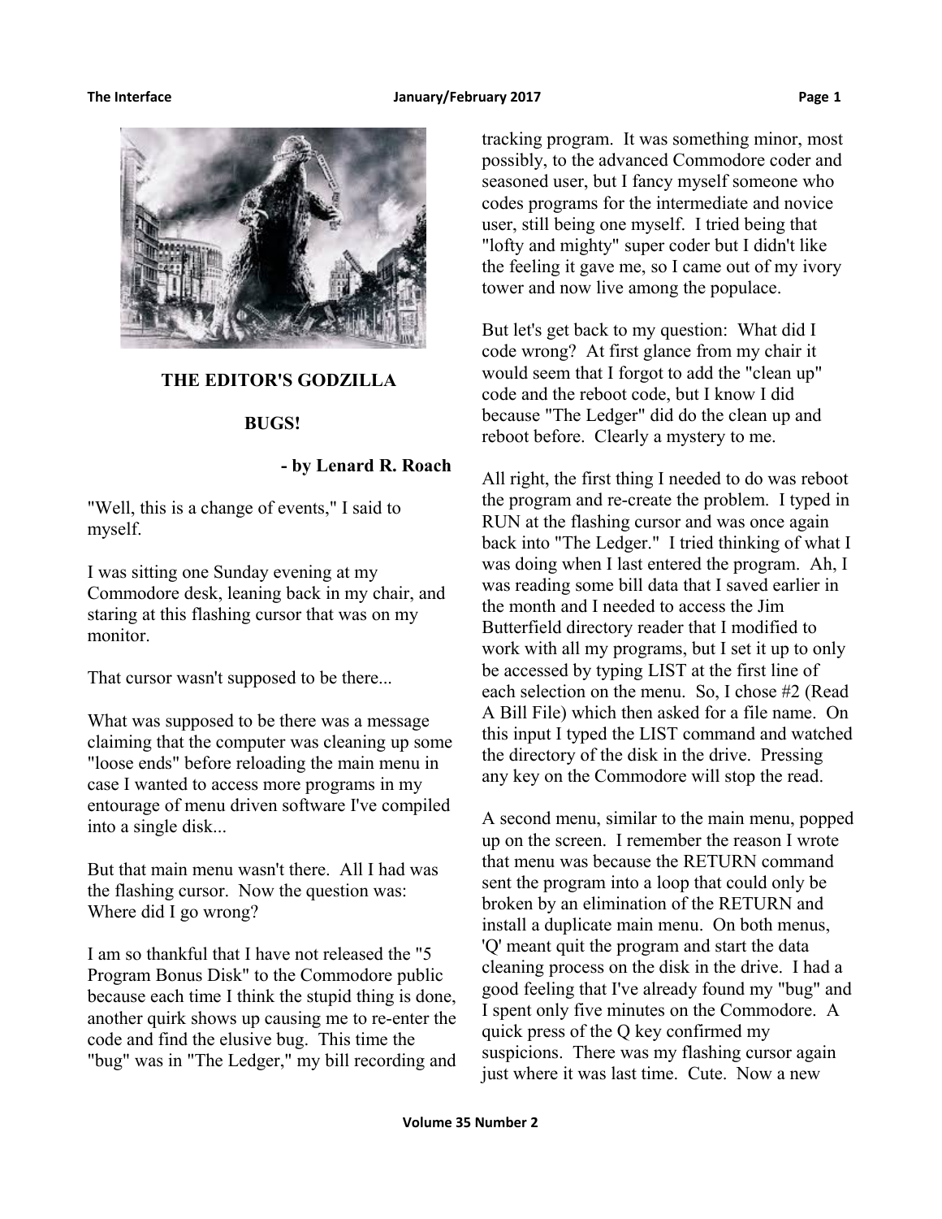## THE EDITOR'S GODZILLA

## BUGS!

**- by Lenard R. Roach**

"Well, this is a change of events," I said to myself.

I was sitting one Sunday evening at my Commodore desk, leaning back in my chair, and staring at this flashing cursor that was on my monitor.

That cursor wasn't supposed to be there...

What was supposed to be there was a message claiming that the computer was cleaning up some "loose ends" before reloading the main menu in case I wanted to access more programs in my entourage of menu driven software I've compiled into a single disk...

But that main menu wasn't there. All I had was the flashing cursor. Now the question was: Where did I go wrong?

I am so thankful that I have not released the "5 Program Bonus Disk" to the Commodore public because each time I think the stupid thing is done, another quirk shows up causing me to re-enter the code and find the elusive bug. This time the "bug" was in "The Ledger," my bill recording and tracking program. It was something minor, most possibly, to the advanced Commodore coder and seasoned user, but I fancy myself someone who codes programs for the intermediate and novice user, still being one myself. I tried being that "lofty and mighty" super coder but I didn't like the feeling it gave me, so I came out of my ivory tower and now live among the populace.

But let's get back to my question: What did I code wrong? At first glance from my chair it would seem that I forgot to add the "clean up" code and the reboot code, but I know I did because "The Ledger" did do the clean up and reboot before. Clearly a mystery to me.

All right, the first thing I needed to do was reboot the program and re-create the problem. I typed in RUN at the flashing cursor and was once again back into "The Ledger." I tried thinking of what I was doing when I last entered the program. Ah, I was reading some bill data that I saved earlier in the month and I needed to access the Jim Butterfield directory reader that I modified to work with all my programs, but I set it up to only be accessed by typing LIST at the first line of each selection on the menu. So, I chose #2 (Read A Bill File) which then asked for a file name. On this input I typed the LIST command and watched the directory of the disk in the drive. Pressing any key on the Commodore will stop the read.

A second menu, similar to the main menu, popped up on the screen. I remember the reason I wrote that menu was because the RETURN command sent the program into a loop that could only be broken by an elimination of the RETURN and install a duplicate main menu. On both menus, 'Q' meant quit the program and start the data cleaning process on the disk in the drive. I had a good feeling that I've already found my "bug" and I spent only five minutes on the Commodore. A quick press of the Q key confirmed my suspicions. There was my flashing cursor again just where it was last time. Cute. Now a new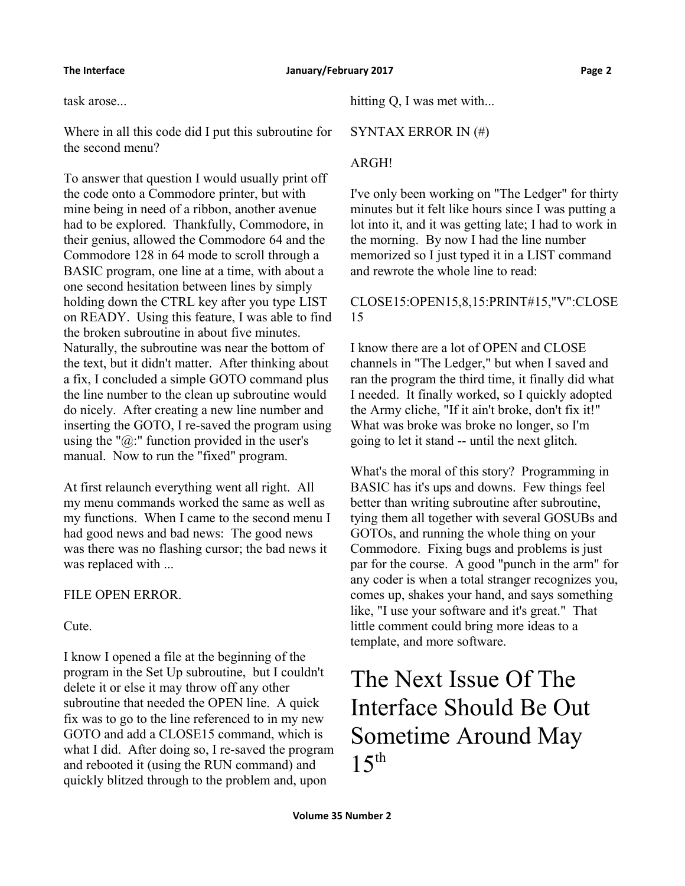task arose...

Where in all this code did I put this subroutine for the second menu?

To answer that question I would usually print off the code onto a Commodore printer, but with mine being in need of a ribbon, another avenue had to be explored. Thankfully, Commodore, in their genius, allowed the Commodore 64 and the Commodore 128 in 64 mode to scroll through a BASIC program, one line at a time, with about a one second hesitation between lines by simply holding down the CTRL key after you type LIST on READY. Using this feature, I was able to find the broken subroutine in about five minutes. Naturally, the subroutine was near the bottom of the text, but it didn't matter. After thinking about a fix, I concluded a simple GOTO command plus the line number to the clean up subroutine would do nicely. After creating a new line number and inserting the GOTO, I re-saved the program using using the "@:" function provided in the user's manual. Now to run the "fixed" program.

At first relaunch everything went all right. All my menu commands worked the same as well as my functions. When I came to the second menu I had good news and bad news: The good news was there was no flashing cursor; the bad news it was replaced with ...

FILE OPEN ERROR.

Cute.

I know I opened a file at the beginning of the program in the Set Up subroutine, but I couldn't delete it or else it may throw off any other subroutine that needed the OPEN line. A quick fix was to go to the line referenced to in my new GOTO and add a CLOSE15 command, which is what I did. After doing so, I re-saved the program and rebooted it (using the RUN command) and quickly blitzed through to the problem and, upon hitting Q, I was met with...

SYNTAX ERROR IN (#)

ARGH!

I've only been working on "The Ledger" for thirty minutes but it felt like hours since I was putting a lot into it, and it was getting late; I had to work in the morning. By now I had the line number memorized so I just typed it in a LIST command and rewrote the whole line to read:

```
CLOSE15:OPEN15,8,15:PRINT#15,"V":CLOSE15
```

I know there are a lot of OPEN and CLOSE channels in "The Ledger," but when I saved and ran the program the third time, it finally did what I needed. It finally worked, so I quickly adopted the Army cliche, "If it ain't broke, don't fix it!" What was broke was broke no longer, so I'm going to let it stand -- until the next glitch.

What's the moral of this story? Programming in BASIC has it's ups and downs. Few things feel better than writing subroutine after subroutine, tying them all together with several GOSUBs and GOTOs, and running the whole thing on your Commodore. Fixing bugs and problems is just par for the course. A good "punch in the arm" for any coder is when a total stranger recognizes you, comes up, shakes your hand, and says something like, "I use your software and it's great." That little comment could bring more ideas to a template, and more software.

# The Next Issue Of The Interface Should Be Out Sometime Around May 15th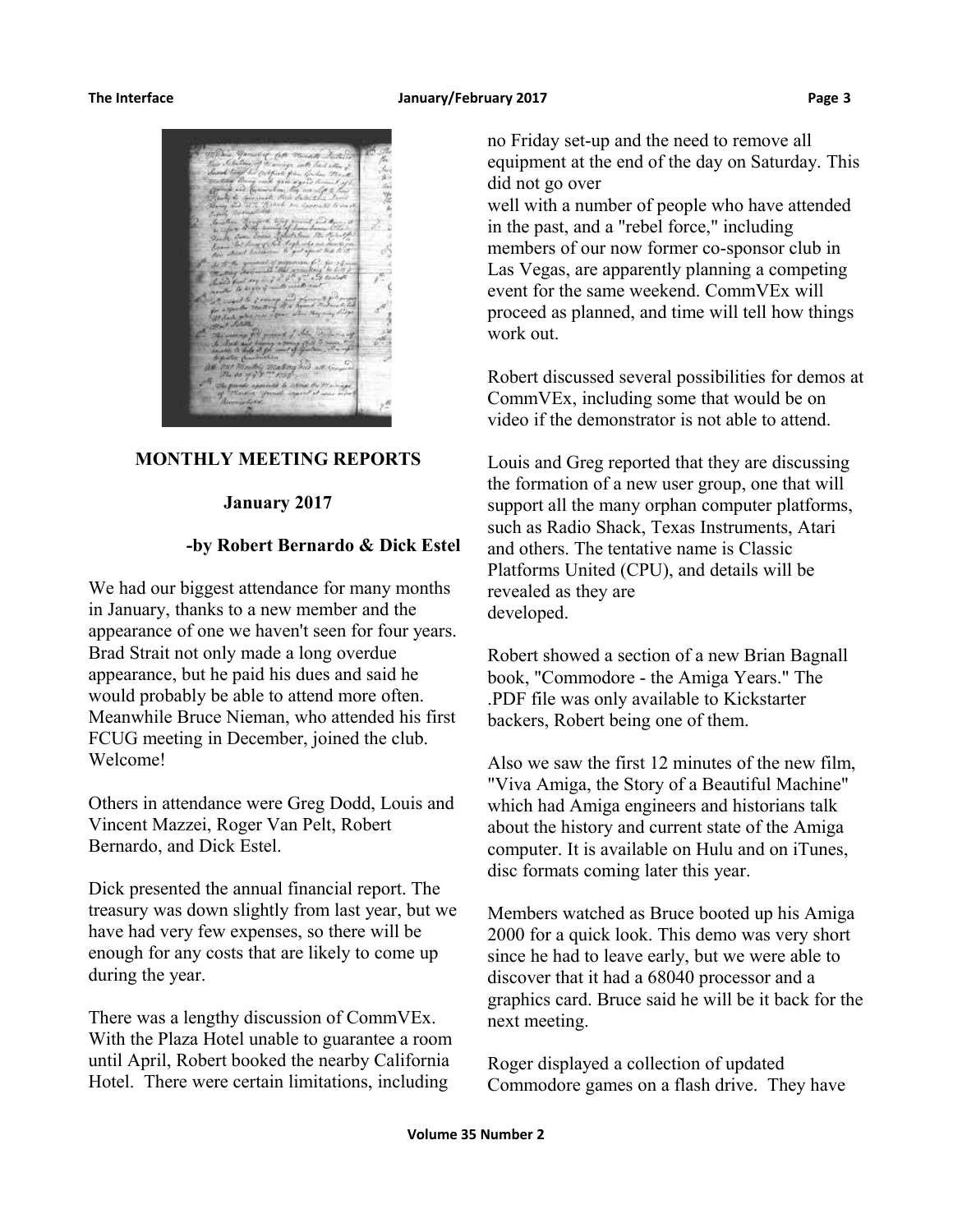## MONTHLY MEETING REPORTS

### January 2017

**-by Robert Bernardo & Dick Estel**

We had our biggest attendance for many months in January, thanks to a new member and the appearance of one we haven't seen for four years. Brad Strait not only made a long overdue appearance, but he paid his dues and said he would probably be able to attend more often. Meanwhile Bruce Nieman, who attended his first FCUG meeting in December, joined the club. Welcome!

Others in attendance were Greg Dodd, Louis and Vincent Mazzei, Roger Van Pelt, Robert Bernardo, and Dick Estel.

Dick presented the annual financial report. The treasury was down slightly from last year, but we have had very few expenses, so there will be enough for any costs that are likely to come up during the year.

There was a lengthy discussion of CommVEx. With the Plaza Hotel unable to guarantee a room until April, Robert booked the nearby California Hotel. There were certain limitations, including no Friday set-up and the need to remove all equipment at the end of the day on Saturday. This did not go over well with a number of people who have attended in the past, and a "rebel force," including members of our now former co-sponsor club in Las Vegas, are apparently planning a competing event for the same weekend. CommVEx will proceed as planned, and time will tell how things work out.

Robert discussed several possibilities for demos at CommVEx, including some that would be on video if the demonstrator is not able to attend.

Louis and Greg reported that they are discussing the formation of a new user group, one that will support all the many orphan computer platforms, such as Radio Shack, Texas Instruments, Atari and others. The tentative name is Classic Platforms United (CPU), and details will be revealed as they are developed.

Robert showed a section of a new Brian Bagnall book, "Commodore - the Amiga Years." The .PDF file was only available to Kickstarter backers, Robert being one of them.

Also we saw the first 12 minutes of the new film, "Viva Amiga, the Story of a Beautiful Machine" which had Amiga engineers and historians talk about the history and current state of the Amiga computer. It is available on Hulu and on iTunes, disc formats coming later this year.

Members watched as Bruce booted up his Amiga 2000 for a quick look. This demo was very short since he had to leave early, but we were able to discover that it had a 68040 processor and a graphics card. Bruce said he will be it back for the next meeting.

Roger displayed a collection of updated Commodore games on a flash drive. They have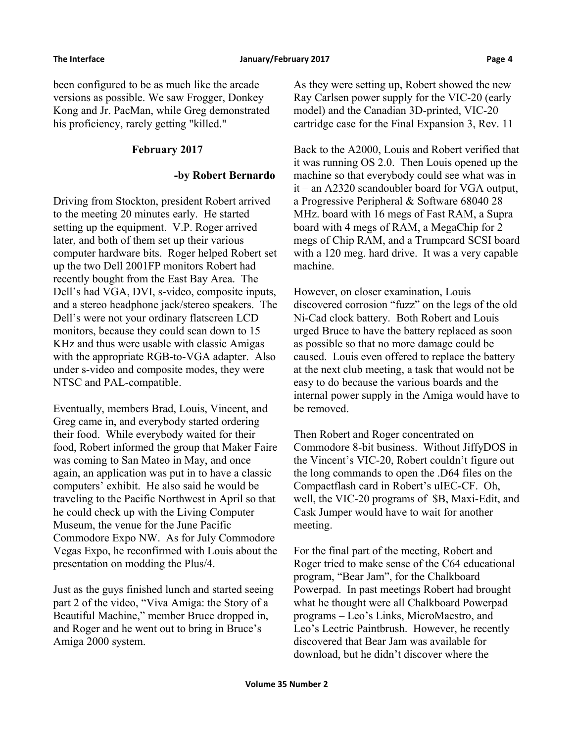been configured to be as much like the arcade versions as possible. We saw Frogger, Donkey Kong and Jr. PacMan, while Greg demonstrated his proficiency, rarely getting "killed."

## February 2017

**-by Robert Bernardo**

Driving from Stockton, president Robert arrived to the meeting 20 minutes early. He started setting up the equipment. V.P. Roger arrived later, and both of them set up their various computer hardware bits. Roger helped Robert set up the two Dell 2001FP monitors Robert had recently bought from the East Bay Area. The Dell's had VGA, DVI, s-video, composite inputs, and a stereo headphone jack/stereo speakers. The Dell's were not your ordinary flatscreen LCD monitors, because they could scan down to 15 KHz and thus were usable with classic Amigas with the appropriate RGB-to-VGA adapter. Also under s-video and composite modes, they were NTSC and PAL-compatible.

Eventually, members Brad, Louis, Vincent, and Greg came in, and everybody started ordering their food. While everybody waited for their food, Robert informed the group that Maker Faire was coming to San Mateo in May, and once again, an application was put in to have a classic computers' exhibit. He also said he would be traveling to the Pacific Northwest in April so that he could check up with the Living Computer Museum, the venue for the June Pacific Commodore Expo NW. As for July Commodore Vegas Expo, he reconfirmed with Louis about the presentation on modding the Plus/4.

Just as the guys finished lunch and started seeing part 2 of the video, "Viva Amiga: the Story of a Beautiful Machine," member Bruce dropped in, and Roger and he went out to bring in Bruce's Amiga 2000 system.

As they were setting up, Robert showed the new Ray Carlsen power supply for the VIC-20 (early model) and the Canadian 3D-printed, VIC-20 cartridge case for the Final Expansion 3, Rev. 11

Back to the A2000, Louis and Robert verified that it was running OS 2.0. Then Louis opened up the machine so that everybody could see what was in it – an A2320 scandoubler board for VGA output, a Progressive Peripheral & Software 68040 28 MHz. board with 16 megs of Fast RAM, a Supra board with 4 megs of RAM, a MegaChip for 2 megs of Chip RAM, and a Trumpcard SCSI board with a 120 meg. hard drive. It was a very capable machine.

However, on closer examination, Louis discovered corrosion "fuzz" on the legs of the old Ni-Cad clock battery. Both Robert and Louis urged Bruce to have the battery replaced as soon as possible so that no more damage could be caused. Louis even offered to replace the battery at the next club meeting, a task that would not be easy to do because the various boards and the internal power supply in the Amiga would have to be removed.

Then Robert and Roger concentrated on Commodore 8-bit business. Without JiffyDOS in the Vincent's VIC-20, Robert couldn't figure out the long commands to open the .D64 files on the Compactflash card in Robert's uIEC-CF. Oh, well, the VIC-20 programs of $B, Maxi-Edit, and Cask Jumper would have to wait for another meeting.

For the final part of the meeting, Robert and Roger tried to make sense of the C64 educational program, "Bear Jam", for the Chalkboard Powerpad. In past meetings Robert had brought what he thought were all Chalkboard Powerpad programs – Leo's Links, MicroMaestro, and Leo's Lectric Paintbrush. However, he recently discovered that Bear Jam was available for download, but he didn't discover where the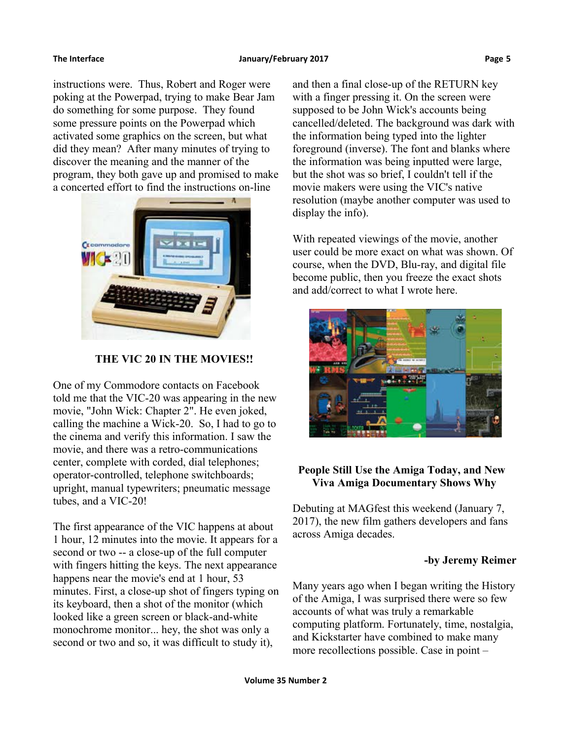instructions were. Thus, Robert and Roger were poking at the Powerpad, trying to make Bear Jam do something for some purpose. They found some pressure points on the Powerpad which activated some graphics on the screen, but what did they mean? After many minutes of trying to discover the meaning and the manner of the program, they both gave up and promised to make a concerted effort to find the instructions on-line

**THE VIC 20 IN THE MOVIES!!**

One of my Commodore contacts on Facebook told me that the VIC-20 was appearing in the new movie, "John Wick: Chapter 2". He even joked, calling the machine a Wick-20. So, I had to go to the cinema and verify this information. I saw the movie, and there was a retro-communications center, complete with corded, dial telephones; operator-controlled, telephone switchboards; upright, manual typewriters; pneumatic message tubes, and a VIC-20!

The first appearance of the VIC happens at about 1 hour, 12 minutes into the movie. It appears for a second or two -- a close-up of the full computer with fingers hitting the keys. The next appearance happens near the movie's end at 1 hour, 53 minutes. First, a close-up shot of fingers typing on its keyboard, then a shot of the monitor (which looked like a green screen or black-and-white monochrome monitor... hey, the shot was only a second or two and so, it was difficult to study it), and then a final close-up of the RETURN key with a finger pressing it. On the screen were supposed to be John Wick's accounts being cancelled/deleted. The background was dark with the information being typed into the lighter foreground (inverse). The font and blanks where the information was being inputted were large, but the shot was so brief, I couldn't tell if the movie makers were using the VIC's native resolution (maybe another computer was used to display the info).

With repeated viewings of the movie, another user could be more exact on what was shown. Of course, when the DVD, Blu-ray, and digital file become public, then you freeze the exact shots and add/correct to what I wrote here.

**People Still Use the Amiga Today, and New Viva Amiga Documentary Shows Why**

Debuting at MAGfest this weekend (January 7, 2017), the new film gathers developers and fans across Amiga decades.

**-by Jeremy Reimer**

Many years ago when I began writing the History of the Amiga, I was surprised there were so few accounts of what was truly a remarkable computing platform. Fortunately, time, nostalgia, and Kickstarter have combined to make many more recollections possible. Case in point –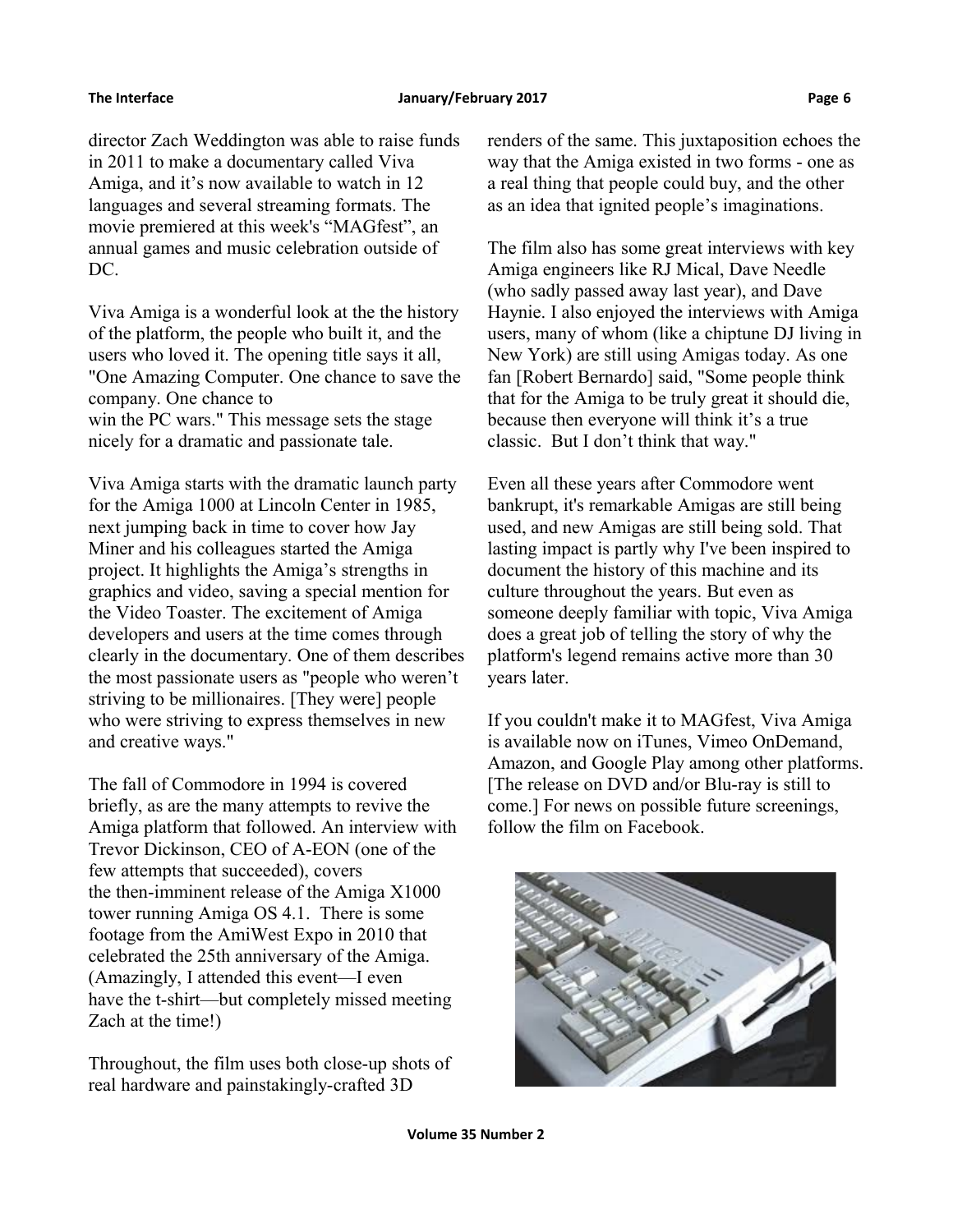director Zach Weddington was able to raise funds in 2011 to make a documentary called Viva Amiga, and it's now available to watch in 12 languages and several streaming formats. The movie premiered at this week's "MAGfest", an annual games and music celebration outside of DC.

Viva Amiga is a wonderful look at the the history of the platform, the people who built it, and the users who loved it. The opening title says it all, "One Amazing Computer. One chance to save the company. One chance to win the PC wars." This message sets the stage nicely for a dramatic and passionate tale.

Viva Amiga starts with the dramatic launch party for the Amiga 1000 at Lincoln Center in 1985, next jumping back in time to cover how Jay Miner and his colleagues started the Amiga project. It highlights the Amiga's strengths in graphics and video, saving a special mention for the Video Toaster. The excitement of Amiga developers and users at the time comes through clearly in the documentary. One of them describes the most passionate users as "people who weren't striving to be millionaires. [They were] people who were striving to express themselves in new and creative ways."

The fall of Commodore in 1994 is covered briefly, as are the many attempts to revive the Amiga platform that followed. An interview with Trevor Dickinson, CEO of A-EON (one of the few attempts that succeeded), covers the then-imminent release of the Amiga X1000 tower running Amiga OS 4.1. There is some footage from the AmiWest Expo in 2010 that celebrated the 25th anniversary of the Amiga. (Amazingly, I attended this event—I even have the t-shirt—but completely missed meeting Zach at the time!)

Throughout, the film uses both close-up shots of real hardware and painstakingly-crafted 3D renders of the same. This juxtaposition echoes the way that the Amiga existed in two forms - one as a real thing that people could buy, and the other as an idea that ignited people's imaginations.

The film also has some great interviews with key Amiga engineers like RJ Mical, Dave Needle (who sadly passed away last year), and Dave Haynie. I also enjoyed the interviews with Amiga users, many of whom (like a chiptune DJ living in New York) are still using Amigas today. As one fan [Robert Bernardo] said, "Some people think that for the Amiga to be truly great it should die, because then everyone will think it's a true classic. But I don't think that way."

Even all these years after Commodore went bankrupt, it's remarkable Amigas are still being used, and new Amigas are still being sold. That lasting impact is partly why I've been inspired to document the history of this machine and its culture throughout the years. But even as someone deeply familiar with topic, Viva Amiga does a great job of telling the story of why the platform's legend remains active more than 30 years later.

If you couldn't make it to MAGfest, Viva Amiga is available now on iTunes, Vimeo OnDemand, Amazon, and Google Play among other platforms. [The release on DVD and/or Blu-ray is still to come.] For news on possible future screenings, follow the film on Facebook.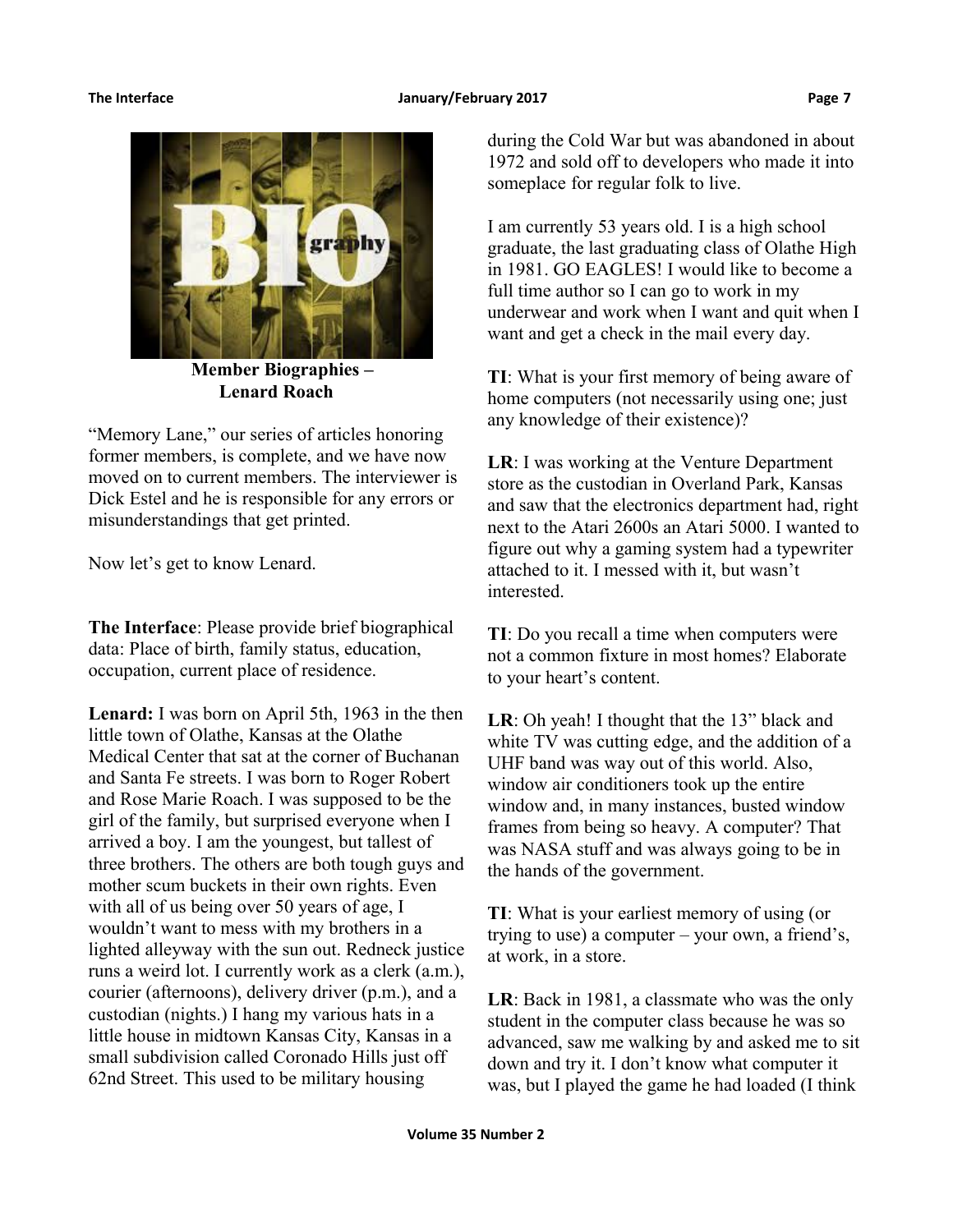**Member Biographies – Lenard Roach**

"Memory Lane," our series of articles honoring former members, is complete, and we have now moved on to current members. The interviewer is Dick Estel and he is responsible for any errors or misunderstandings that get printed.

Now let's get to know Lenard.

**The Interface**: Please provide brief biographical data: Place of birth, family status, education, occupation, current place of residence.

**Lenard:** I was born on April 5th, 1963 in the then little town of Olathe, Kansas at the Olathe Medical Center that sat at the corner of Buchanan and Santa Fe streets. I was born to Roger Robert and Rose Marie Roach. I was supposed to be the girl of the family, but surprised everyone when I arrived a boy. I am the youngest, but tallest of three brothers. The others are both tough guys and mother scum buckets in their own rights. Even with all of us being over 50 years of age, I wouldn't want to mess with my brothers in a lighted alleyway with the sun out. Redneck justice runs a weird lot. I currently work as a clerk (a.m.), courier (afternoons), delivery driver (p.m.), and a custodian (nights.) I hang my various hats in a little house in midtown Kansas City, Kansas in a small subdivision called Coronado Hills just off 62nd Street. This used to be military housing during the Cold War but was abandoned in about 1972 and sold off to developers who made it into someplace for regular folk to live.

I am currently 53 years old. I is a high school graduate, the last graduating class of Olathe High in 1981. GO EAGLES! I would like to become a full time author so I can go to work in my underwear and work when I want and quit when I want and get a check in the mail every day.

**TI**: What is your first memory of being aware of home computers (not necessarily using one; just any knowledge of their existence)?

**LR**: I was working at the Venture Department store as the custodian in Overland Park, Kansas and saw that the electronics department had, right next to the Atari 2600s an Atari 5000. I wanted to figure out why a gaming system had a typewriter attached to it. I messed with it, but wasn't interested.

**TI**: Do you recall a time when computers were not a common fixture in most homes? Elaborate to your heart's content.

**LR**: Oh yeah! I thought that the 13" black and white TV was cutting edge, and the addition of a UHF band was way out of this world. Also, window air conditioners took up the entire window and, in many instances, busted window frames from being so heavy. A computer? That was NASA stuff and was always going to be in the hands of the government.

**TI**: What is your earliest memory of using (or trying to use) a computer – your own, a friend's, at work, in a store.

**LR**: Back in 1981, a classmate who was the only student in the computer class because he was so advanced, saw me walking by and asked me to sit down and try it. I don't know what computer it was, but I played the game he had loaded (I think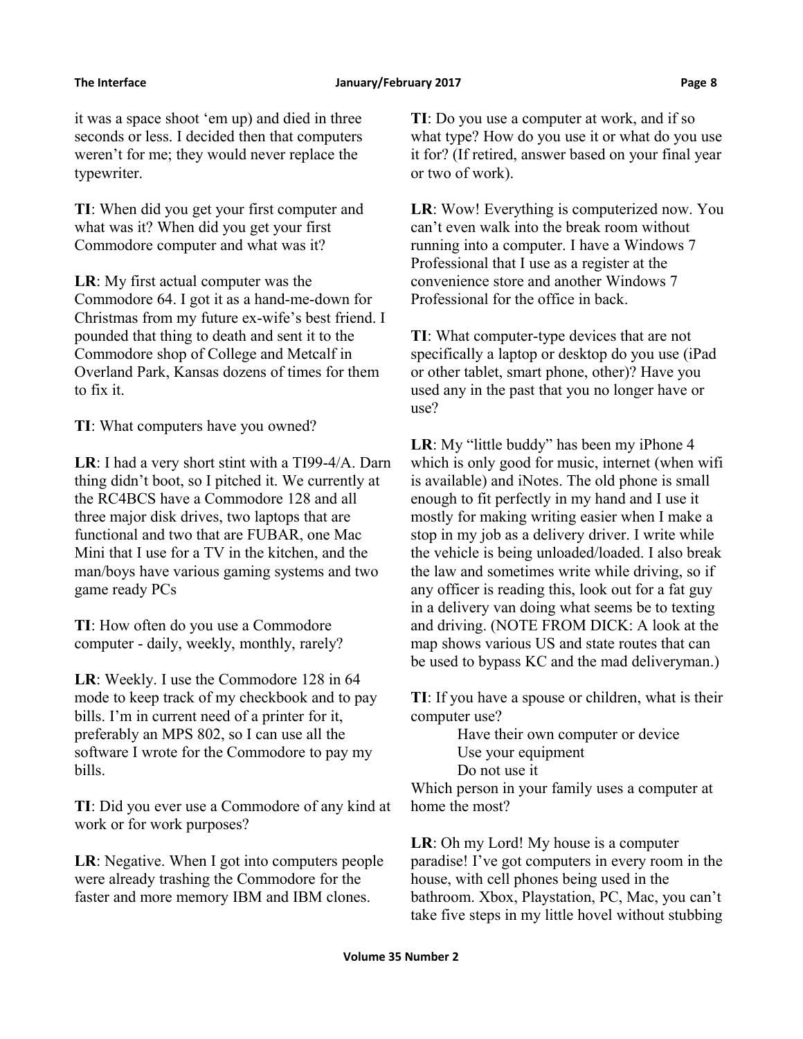it was a space shoot 'em up) and died in three seconds or less. I decided then that computers weren't for me; they would never replace the typewriter.

**TI**: When did you get your first computer and what was it? When did you get your first Commodore computer and what was it?

**LR**: My first actual computer was the Commodore 64. I got it as a hand-me-down for Christmas from my future ex-wife's best friend. I pounded that thing to death and sent it to the Commodore shop of College and Metcalf in Overland Park, Kansas dozens of times for them to fix it.

**TI**: What computers have you owned?

**LR**: I had a very short stint with a TI99-4/A. Darn thing didn't boot, so I pitched it. We currently at the RC4BCS have a Commodore 128 and all three major disk drives, two laptops that are functional and two that are FUBAR, one Mac Mini that I use for a TV in the kitchen, and the man/boys have various gaming systems and two game ready PCs

**TI**: How often do you use a Commodore computer - daily, weekly, monthly, rarely?

**LR**: Weekly. I use the Commodore 128 in 64 mode to keep track of my checkbook and to pay bills. I'm in current need of a printer for it, preferably an MPS 802, so I can use all the software I wrote for the Commodore to pay my bills.

**TI**: Did you ever use a Commodore of any kind at work or for work purposes?

**LR**: Negative. When I got into computers people were already trashing the Commodore for the faster and more memory IBM and IBM clones.

**TI**: Do you use a computer at work, and if so what type? How do you use it or what do you use it for? (If retired, answer based on your final year or two of work).

**LR**: Wow! Everything is computerized now. You can't even walk into the break room without running into a computer. I have a Windows 7 Professional that I use as a register at the convenience store and another Windows 7 Professional for the office in back.

**TI**: What computer-type devices that are not specifically a laptop or desktop do you use (iPad or other tablet, smart phone, other)? Have you used any in the past that you no longer have or use?

**LR**: My "little buddy" has been my iPhone 4 which is only good for music, internet (when wifi is available) and iNotes. The old phone is small enough to fit perfectly in my hand and I use it mostly for making writing easier when I make a stop in my job as a delivery driver. I write while the vehicle is being unloaded/loaded. I also break the law and sometimes write while driving, so if any officer is reading this, look out for a fat guy in a delivery van doing what seems be to texting and driving. (NOTE FROM DICK: A look at the map shows various US and state routes that can be used to bypass KC and the mad deliveryman.)

**TI**: If you have a spouse or children, what is their computer use?

Have their own computer or device
Use your equipment
Do not use it

Which person in your family uses a computer at home the most?

**LR**: Oh my Lord! My house is a computer paradise! I've got computers in every room in the house, with cell phones being used in the bathroom. Xbox, Playstation, PC, Mac, you can't take five steps in my little hovel without stubbing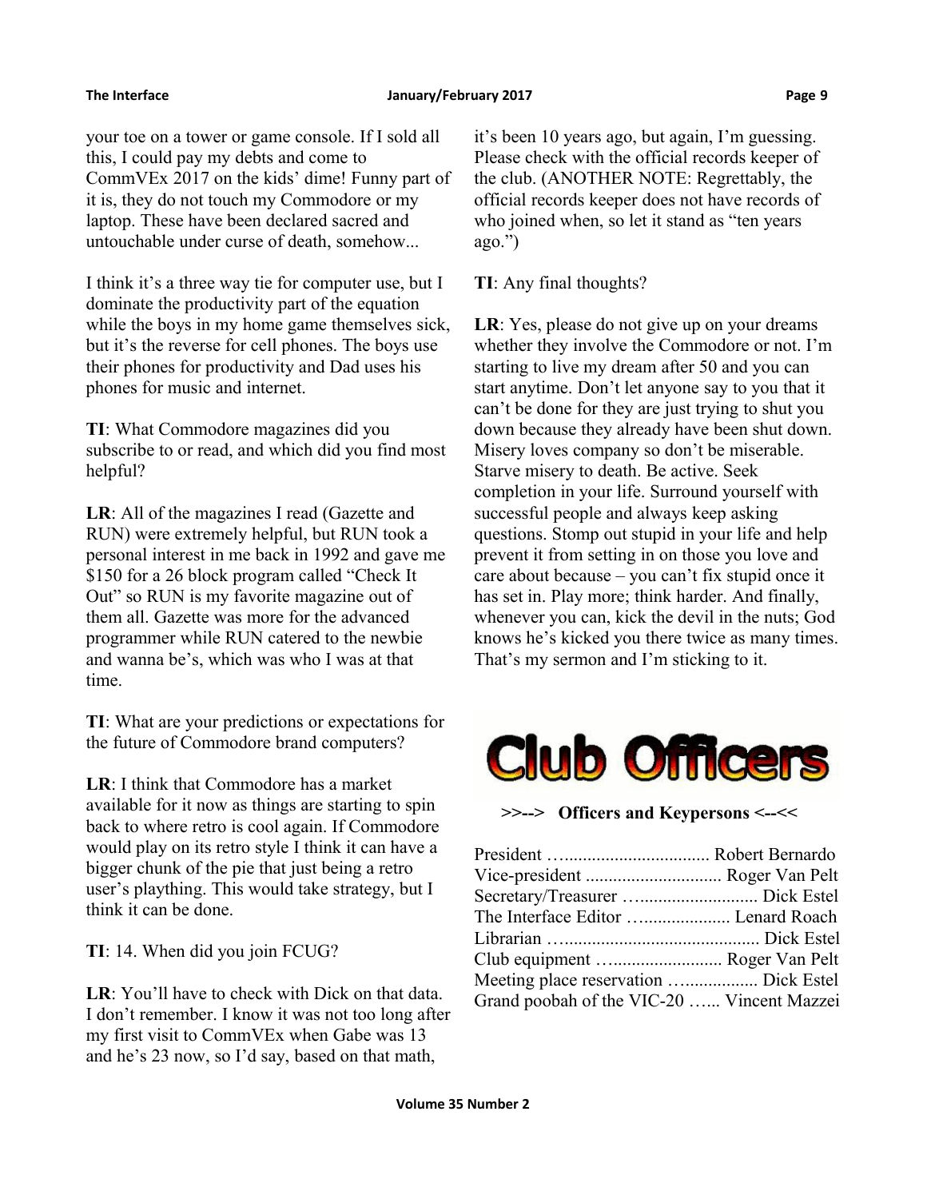your toe on a tower or game console. If I sold all this, I could pay my debts and come to CommVEx 2017 on the kids' dime! Funny part of it is, they do not touch my Commodore or my laptop. These have been declared sacred and untouchable under curse of death, somehow...

I think it's a three way tie for computer use, but I dominate the productivity part of the equation while the boys in my home game themselves sick, but it's the reverse for cell phones. The boys use their phones for productivity and Dad uses his phones for music and internet.

**TI**: What Commodore magazines did you subscribe to or read, and which did you find most helpful?

**LR**: All of the magazines I read (Gazette and RUN) were extremely helpful, but RUN took a personal interest in me back in 1992 and gave me $150 for a 26 block program called "Check It Out" so RUN is my favorite magazine out of them all. Gazette was more for the advanced programmer while RUN catered to the newbie and wanna be's, which was who I was at that time.

**TI**: What are your predictions or expectations for the future of Commodore brand computers?

**LR**: I think that Commodore has a market available for it now as things are starting to spin back to where retro is cool again. If Commodore would play on its retro style I think it can have a bigger chunk of the pie that just being a retro user's plaything. This would take strategy, but I think it can be done.

**TI**: 14. When did you join FCUG?

**LR**: You'll have to check with Dick on that data. I don't remember. I know it was not too long after my first visit to CommVEx when Gabe was 13 and he's 23 now, so I'd say, based on that math, it's been 10 years ago, but again, I'm guessing. Please check with the official records keeper of the club. (ANOTHER NOTE: Regrettably, the official records keeper does not have records of who joined when, so let it stand as "ten years ago.")

**TI**: Any final thoughts?

**LR**: Yes, please do not give up on your dreams whether they involve the Commodore or not. I'm starting to live my dream after 50 and you can start anytime. Don't let anyone say to you that it can't be done for they are just trying to shut you down because they already have been shut down. Misery loves company so don't be miserable. Starve misery to death. Be active. Seek completion in your life. Surround yourself with successful people and always keep asking questions. Stomp out stupid in your life and help prevent it from setting in on those you love and care about because – you can't fix stupid once it has set in. Play more; think harder. And finally, whenever you can, kick the devil in the nuts; God knows he's kicked you there twice as many times. That's my sermon and I'm sticking to it.

# Club Officers

**>>--> Officers and Keypersons <--<<**

President …................................ Robert Bernardo
Vice-president ............................. Roger Van Pelt
Secretary/Treasurer …......................... Dick Estel
The Interface Editor …................... Lenard Roach
Librarian …........................................... Dick Estel
Club equipment …....................... Roger Van Pelt
Meeting place reservation …................ Dick Estel
Grand poobah of the VIC-20 …... Vincent Mazzei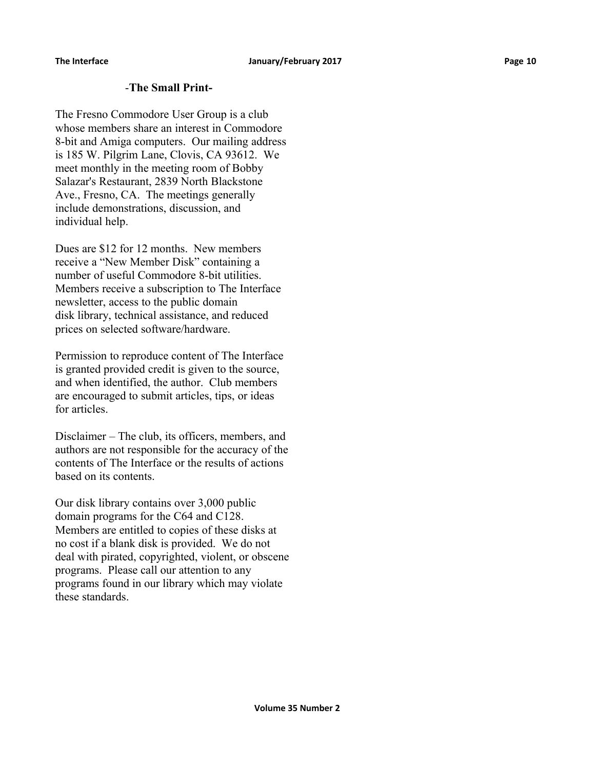## -The Small Print-

The Fresno Commodore User Group is a club whose members share an interest in Commodore 8-bit and Amiga computers. Our mailing address is 185 W. Pilgrim Lane, Clovis, CA 93612. We meet monthly in the meeting room of Bobby Salazar's Restaurant, 2839 North Blackstone Ave., Fresno, CA. The meetings generally include demonstrations, discussion, and individual help.

Dues are $12 for 12 months. New members receive a "New Member Disk" containing a number of useful Commodore 8-bit utilities. Members receive a subscription to The Interface newsletter, access to the public domain disk library, technical assistance, and reduced prices on selected software/hardware.

Permission to reproduce content of The Interface is granted provided credit is given to the source, and when identified, the author. Club members are encouraged to submit articles, tips, or ideas for articles.

Disclaimer – The club, its officers, members, and authors are not responsible for the accuracy of the contents of The Interface or the results of actions based on its contents.

Our disk library contains over 3,000 public domain programs for the C64 and C128. Members are entitled to copies of these disks at no cost if a blank disk is provided. We do not deal with pirated, copyrighted, violent, or obscene programs. Please call our attention to any programs found in our library which may violate these standards.